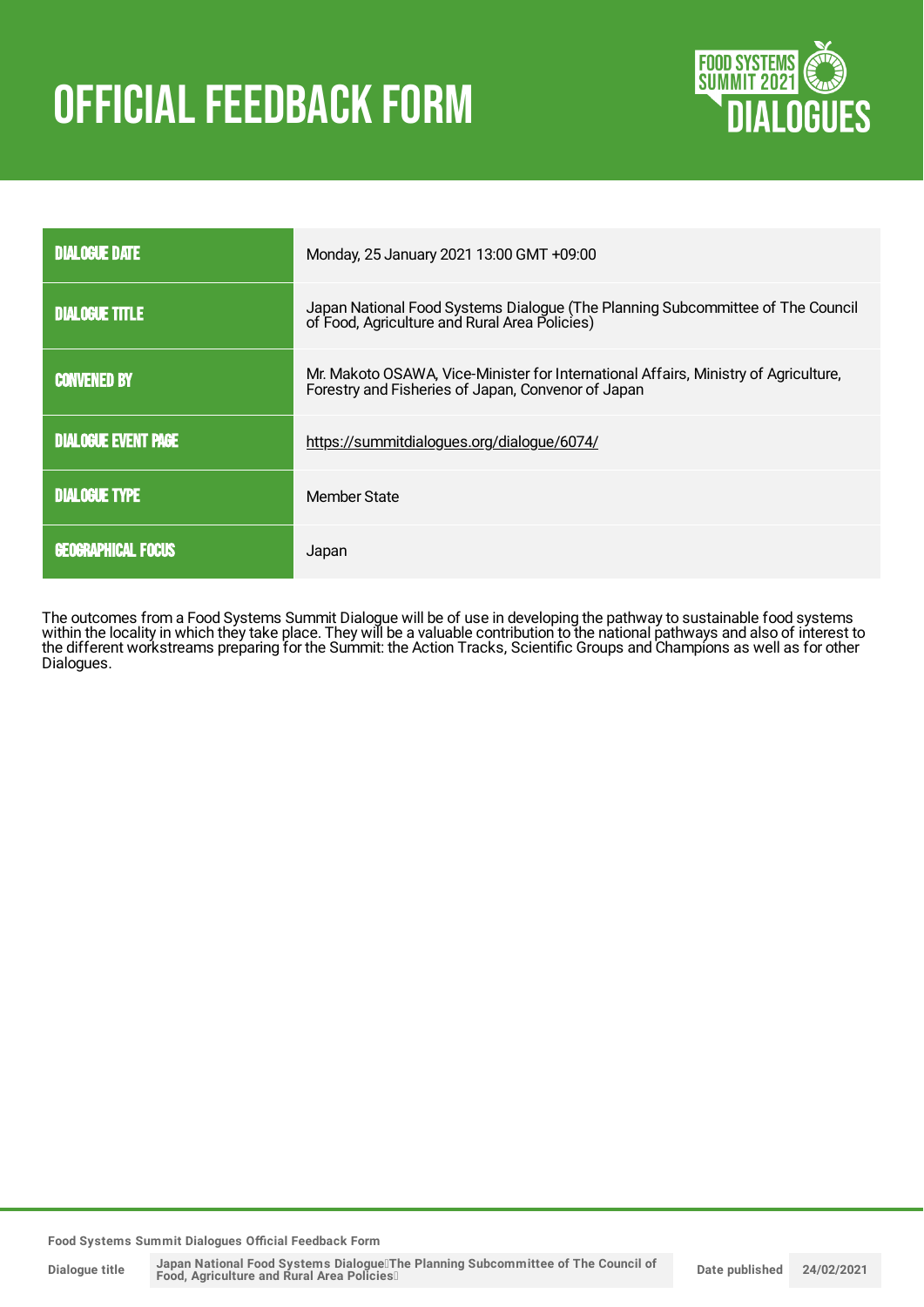# OFFICIAL FEEDBACK FORM

FOOD SYSTEMS SUMMIT 2021 DIALOGUES

| | |
|---|---|
| DIALOGUE DATE | Monday, 25 January 2021 13:00 GMT +09:00 |
| DIALOGUE TITLE | Japan National Food Systems Dialogue (The Planning Subcommittee of The Council of Food, Agriculture and Rural Area Policies) |
| CONVENED BY | Mr. Makoto OSAWA, Vice-Minister for International Affairs, Ministry of Agriculture, Forestry and Fisheries of Japan, Convenor of Japan |
| DIALOGUE EVENT PAGE | https://summitdialogues.org/dialogue/6074/ |
| DIALOGUE TYPE | Member State |
| GEOGRAPHICAL FOCUS | Japan |

The outcomes from a Food Systems Summit Dialogue will be of use in developing the pathway to sustainable food systems within the locality in which they take place. They will be a valuable contribution to the national pathways and also of interest to the different workstreams preparing for the Summit: the Action Tracks, Scientific Groups and Champions as well as for other Dialogues.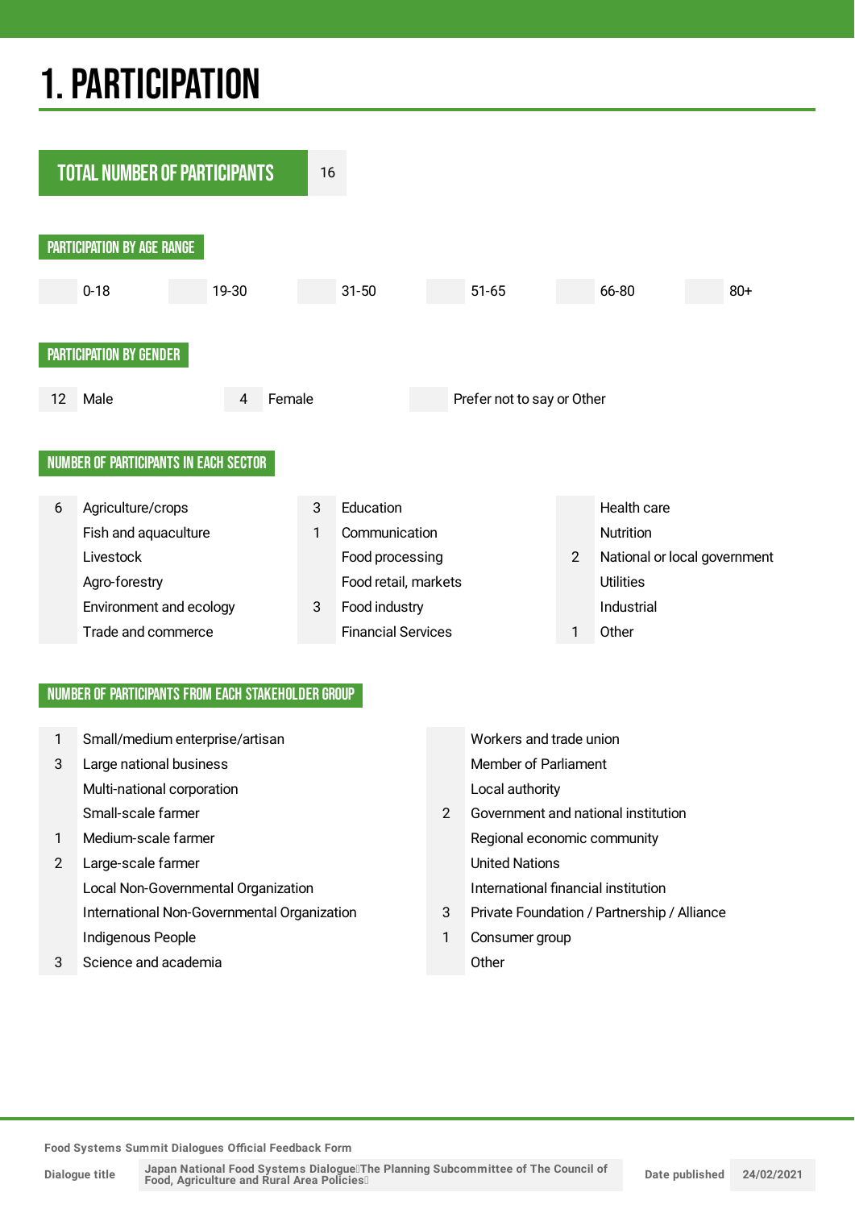# 1. PARTICIPATION

## TOTAL NUMBER OF PARTICIPANTS

16

### PARTICIPATION BY AGE RANGE

| | 0-18 | | 19-30 | | 31-50 | | 51-65 | | 66-80 | | 80+ |
|---|---|---|---|---|---|---|---|---|---|---|---|

### PARTICIPATION BY GENDER

| 12 | Male | 4 | Female | | Prefer not to say or Other |
|---|---|---|---|---|---|

### NUMBER OF PARTICIPANTS IN EACH SECTOR

| | | | | | |
|---|---|---|---|---|---|
| 6 | Agriculture/crops | 3 | Education | | Health care |
| | Fish and aquaculture | 1 | Communication | | Nutrition |
| | Livestock | | Food processing | 2 | National or local government |
| | Agro-forestry | | Food retail, markets | | Utilities |
| | Environment and ecology | 3 | Food industry | | Industrial |
| | Trade and commerce | | Financial Services | 1 | Other |

### NUMBER OF PARTICIPANTS FROM EACH STAKEHOLDER GROUP

| | | | |
|---|---|---|---|
| 1 | Small/medium enterprise/artisan | | Workers and trade union |
| 3 | Large national business | | Member of Parliament |
| | Multi-national corporation | | Local authority |
| | Small-scale farmer | 2 | Government and national institution |
| 1 | Medium-scale farmer | | Regional economic community |
| 2 | Large-scale farmer | | United Nations |
| | Local Non-Governmental Organization | | International financial institution |
| | International Non-Governmental Organization | 3 | Private Foundation / Partnership / Alliance |
| | Indigenous People | 1 | Consumer group |
| 3 | Science and academia | | Other |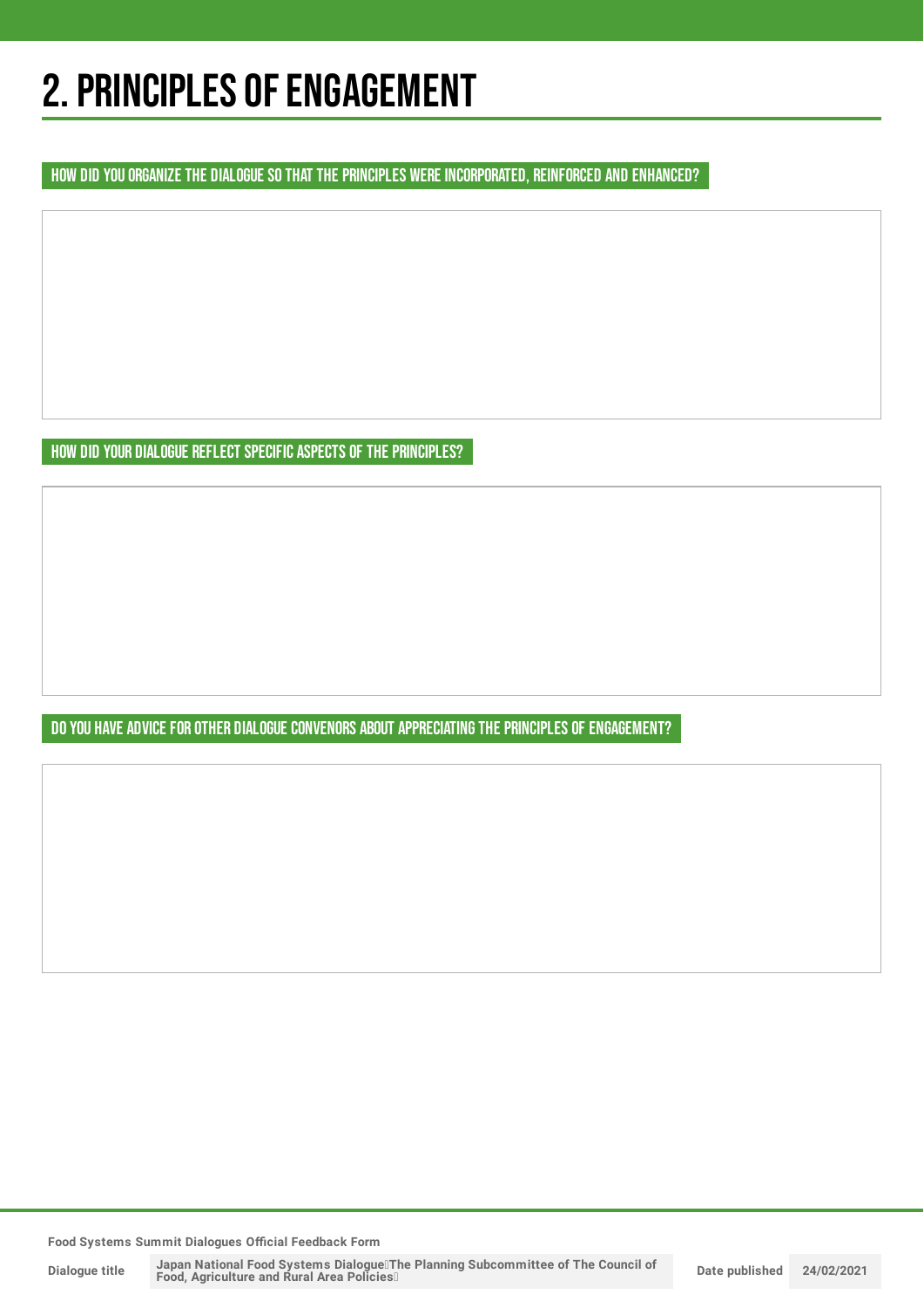# 2. PRINCIPLES OF ENGAGEMENT

## HOW DID YOU ORGANIZE THE DIALOGUE SO THAT THE PRINCIPLES WERE INCORPORATED, REINFORCED AND ENHANCED?

## HOW DID YOUR DIALOGUE REFLECT SPECIFIC ASPECTS OF THE PRINCIPLES?

## DO YOU HAVE ADVICE FOR OTHER DIALOGUE CONVENORS ABOUT APPRECIATING THE PRINCIPLES OF ENGAGEMENT?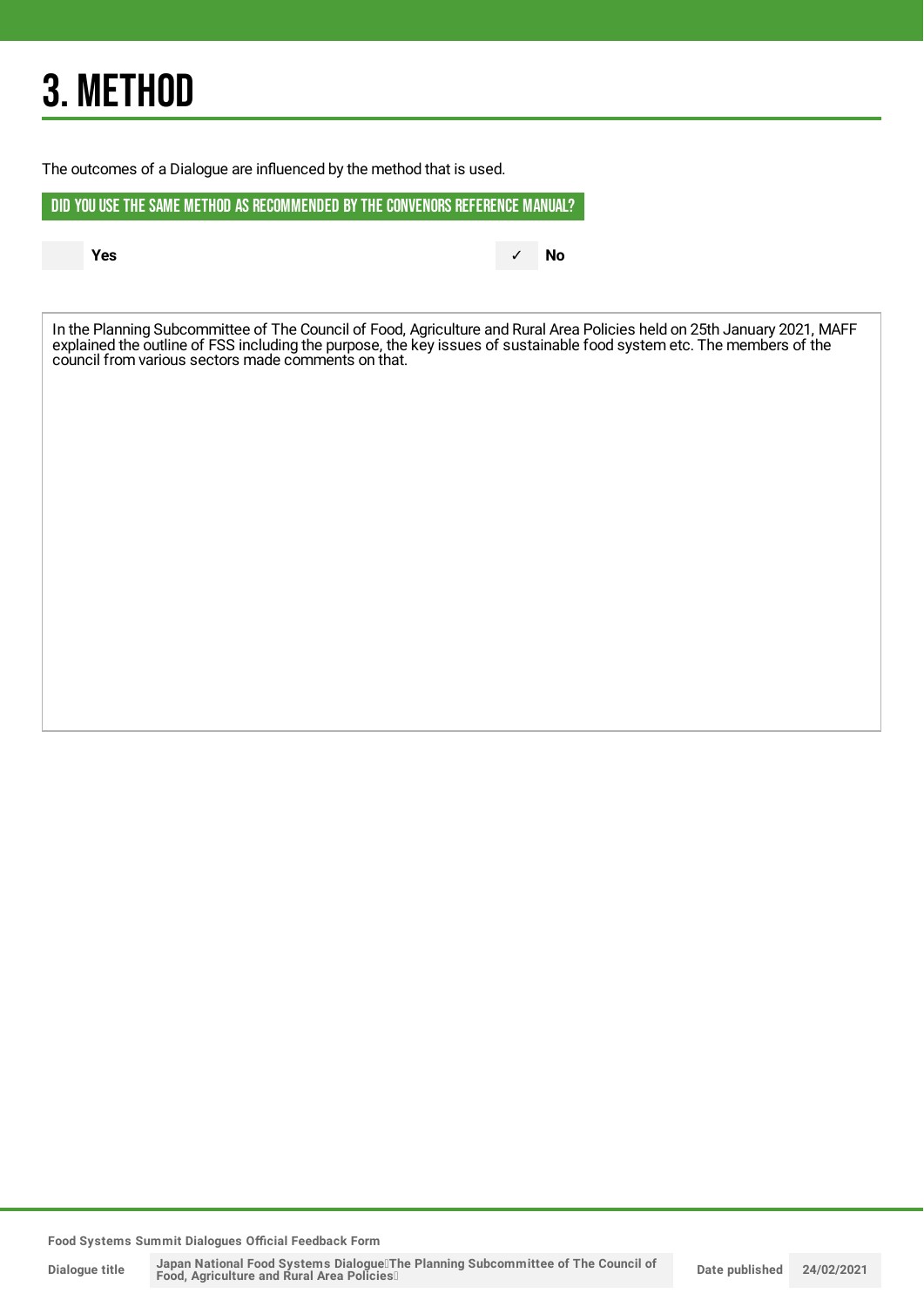# 3. METHOD

The outcomes of a Dialogue are influenced by the method that is used.

## DID YOU USE THE SAME METHOD AS RECOMMENDED BY THE CONVENORS REFERENCE MANUAL?

| | Yes | ✓ | No |
|---|---|---|---|

In the Planning Subcommittee of The Council of Food, Agriculture and Rural Area Policies held on 25th January 2021, MAFF explained the outline of FSS including the purpose, the key issues of sustainable food system etc. The members of the council from various sectors made comments on that.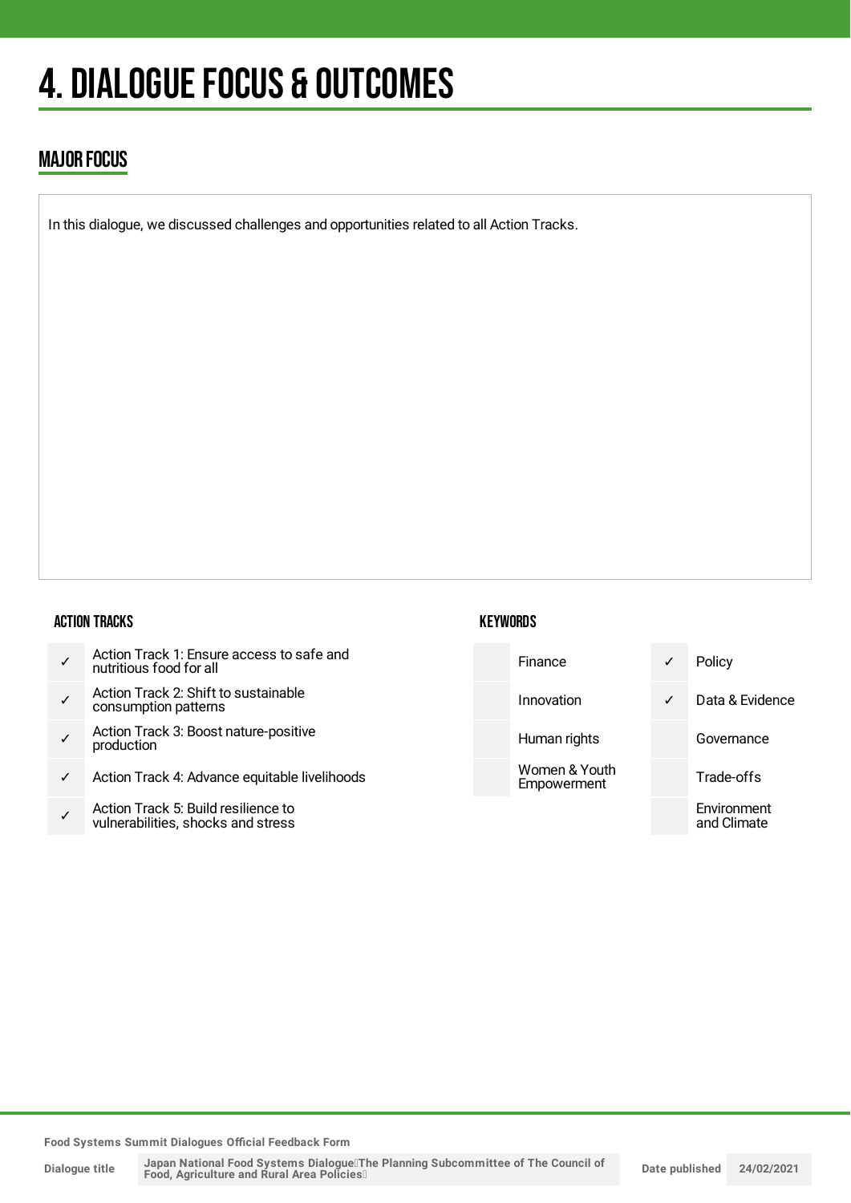# 4. DIALOGUE FOCUS & OUTCOMES

## MAJOR FOCUS

In this dialogue, we discussed challenges and opportunities related to all Action Tracks.

### ACTION TRACKS

| | |
|---|---|
| ✓ | Action Track 1: Ensure access to safe and nutritious food for all |
| ✓ | Action Track 2: Shift to sustainable consumption patterns |
| ✓ | Action Track 3: Boost nature-positive production |
| ✓ | Action Track 4: Advance equitable livelihoods |
| ✓ | Action Track 5: Build resilience to vulnerabilities, shocks and stress |

### KEYWORDS

| | | | |
|---|---|---|---|
| | Finance | ✓ | Policy |
| | Innovation | ✓ | Data & Evidence |
| | Human rights | | Governance |
| | Women & Youth Empowerment | | Trade-offs |
| | | | Environment and Climate |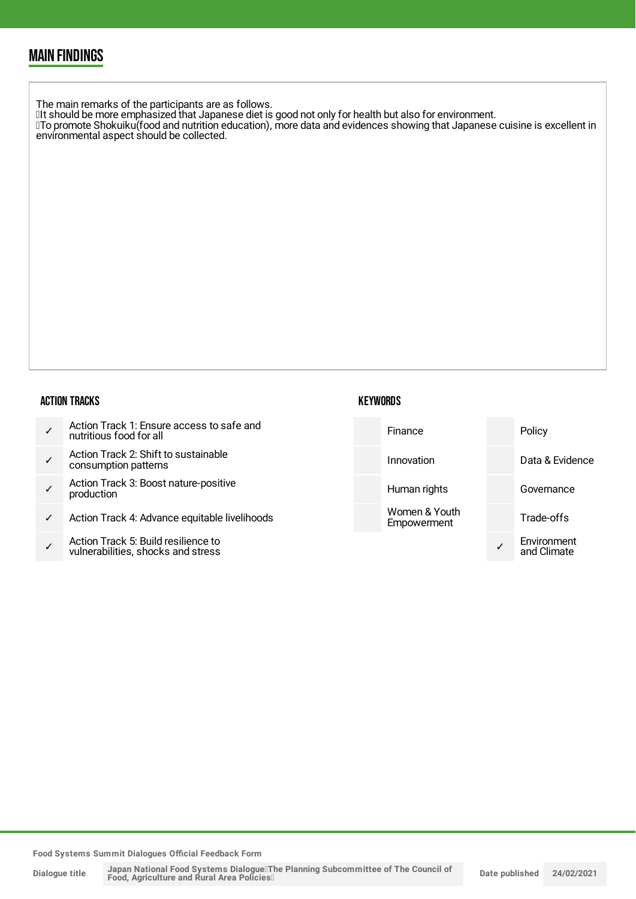## MAIN FINDINGS

The main remarks of the participants are as follows.
・It should be more emphasized that Japanese diet is good not only for health but also for environment.
・To promote Shokuiku(food and nutrition education), more data and evidences showing that Japanese cuisine is excellent in environmental aspect should be collected.

### ACTION TRACKS

| | |
|---|---|
| ✓ | Action Track 1: Ensure access to safe and nutritious food for all |
| ✓ | Action Track 2: Shift to sustainable consumption patterns |
| ✓ | Action Track 3: Boost nature-positive production |
| ✓ | Action Track 4: Advance equitable livelihoods |
| ✓ | Action Track 5: Build resilience to vulnerabilities, shocks and stress |

### KEYWORDS

| | | | |
|---|---|---|---|
| | Finance | | Policy |
| | Innovation | | Data & Evidence |
| | Human rights | | Governance |
| | Women & Youth Empowerment | | Trade-offs |
| | | ✓ | Environment and Climate |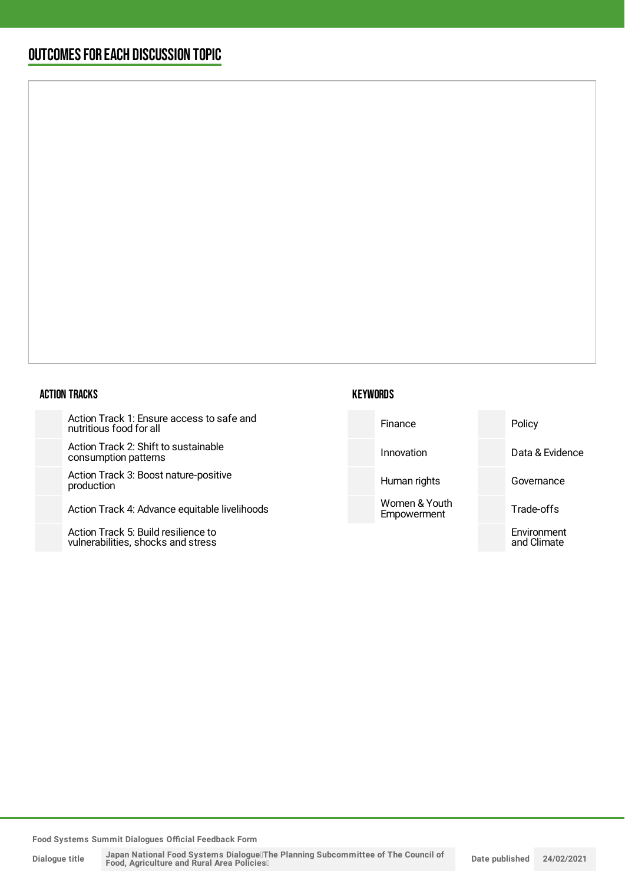## OUTCOMES FOR EACH DISCUSSION TOPIC

### ACTION TRACKS

| | |
|---|---|
| | Action Track 1: Ensure access to safe and nutritious food for all |
| | Action Track 2: Shift to sustainable consumption patterns |
| | Action Track 3: Boost nature-positive production |
| | Action Track 4: Advance equitable livelihoods |
| | Action Track 5: Build resilience to vulnerabilities, shocks and stress |

### KEYWORDS

| | | | |
|---|---|---|---|
| | Finance | | Policy |
| | Innovation | | Data & Evidence |
| | Human rights | | Governance |
| | Women & Youth Empowerment | | Trade-offs |
| | | | Environment and Climate |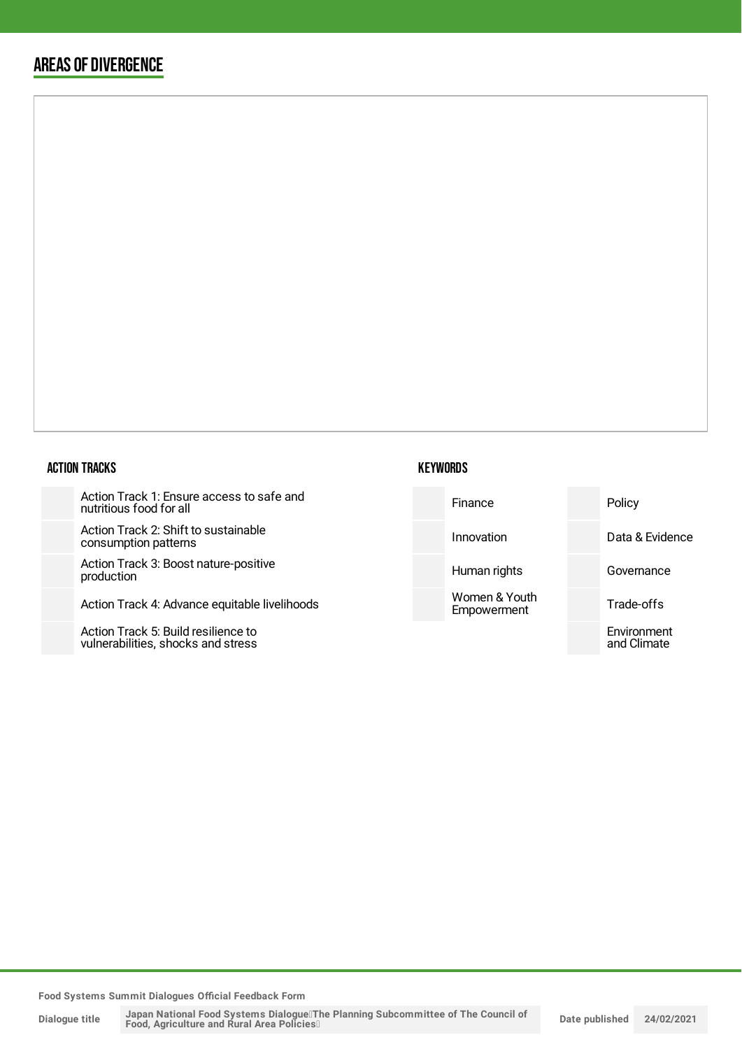## AREAS OF DIVERGENCE

### ACTION TRACKS

| | |
|---|---|
| | Action Track 1: Ensure access to safe and nutritious food for all |
| | Action Track 2: Shift to sustainable consumption patterns |
| | Action Track 3: Boost nature-positive production |
| | Action Track 4: Advance equitable livelihoods |
| | Action Track 5: Build resilience to vulnerabilities, shocks and stress |

### KEYWORDS

| | | | |
|---|---|---|---|
| | Finance | | Policy |
| | Innovation | | Data & Evidence |
| | Human rights | | Governance |
| | Women & Youth Empowerment | | Trade-offs |
| | | | Environment and Climate |

**Food Systems Summit Dialogues Official Feedback Form**

| Dialogue title | Japan National Food Systems Dialogue（The Planning Subcommittee of The Council of Food, Agriculture and Rural Area Policies） | Date published | 24/02/2021 |
|---|---|---|---|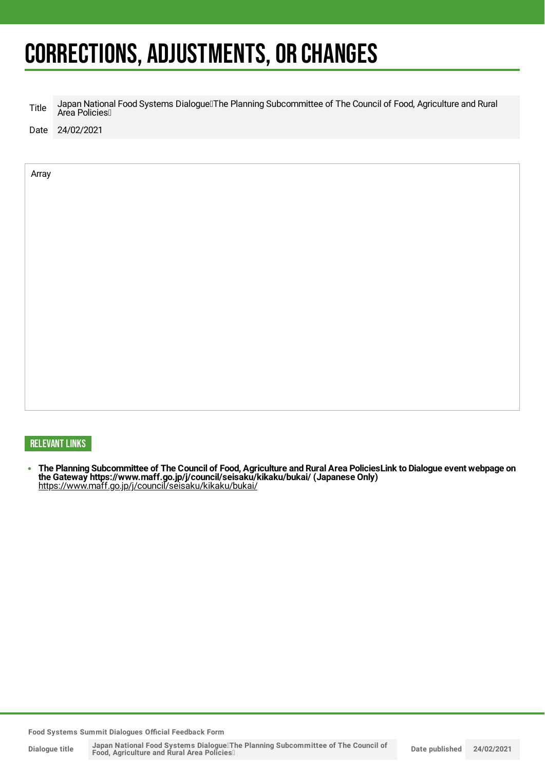# CORRECTIONS, ADJUSTMENTS, OR CHANGES

| | |
|---|---|
| Title | Japan National Food Systems Dialogue（The Planning Subcommittee of The Council of Food, Agriculture and Rural Area Policies） |
| Date | 24/02/2021 |

Array

## RELEVANT LINKS

- **The Planning Subcommittee of The Council of Food, Agriculture and Rural Area PoliciesLink to Dialogue event webpage on the Gateway https://www.maff.go.jp/j/council/seisaku/kikaku/bukai/ (Japanese Only)**
  https://www.maff.go.jp/j/council/seisaku/kikaku/bukai/